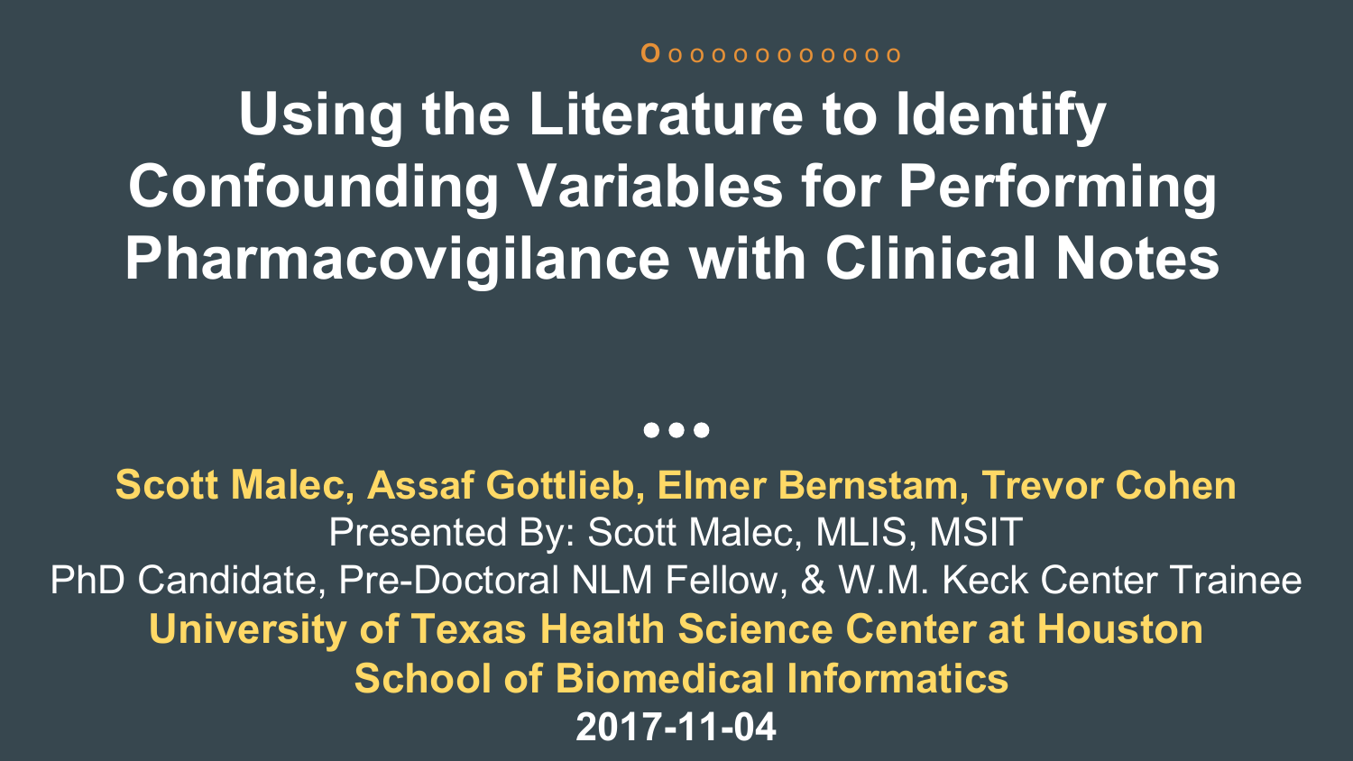# Using the Literature to Identify Confounding Variables for Performing Pharmacovigilance with Clinical Notes

**Scott Malec, Assaf Gottlieb, Elmer Bernstam, Trevor Cohen**

Presented By: Scott Malec, MLIS, MSIT

PhD Candidate, Pre-Doctoral NLM Fellow, & W.M. Keck Center Trainee

**University of Texas Health Science Center at Houston**

**School of Biomedical Informatics**

**2017-11-04**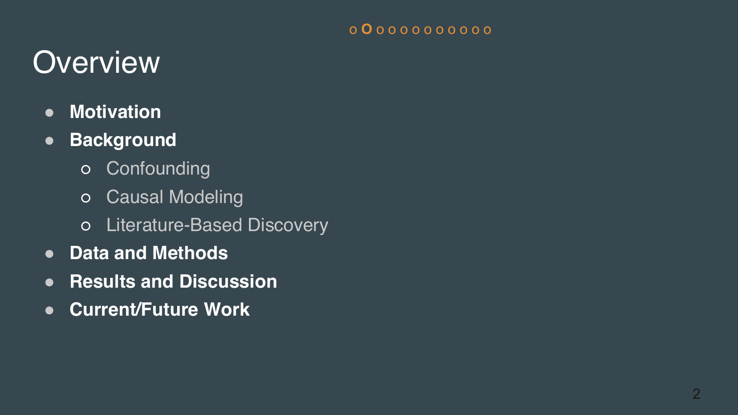# Overview

- **Motivation**
- **Background**
  - Confounding
  - Causal Modeling
  - Literature-Based Discovery
- **Data and Methods**
- **Results and Discussion**
- **Current/Future Work**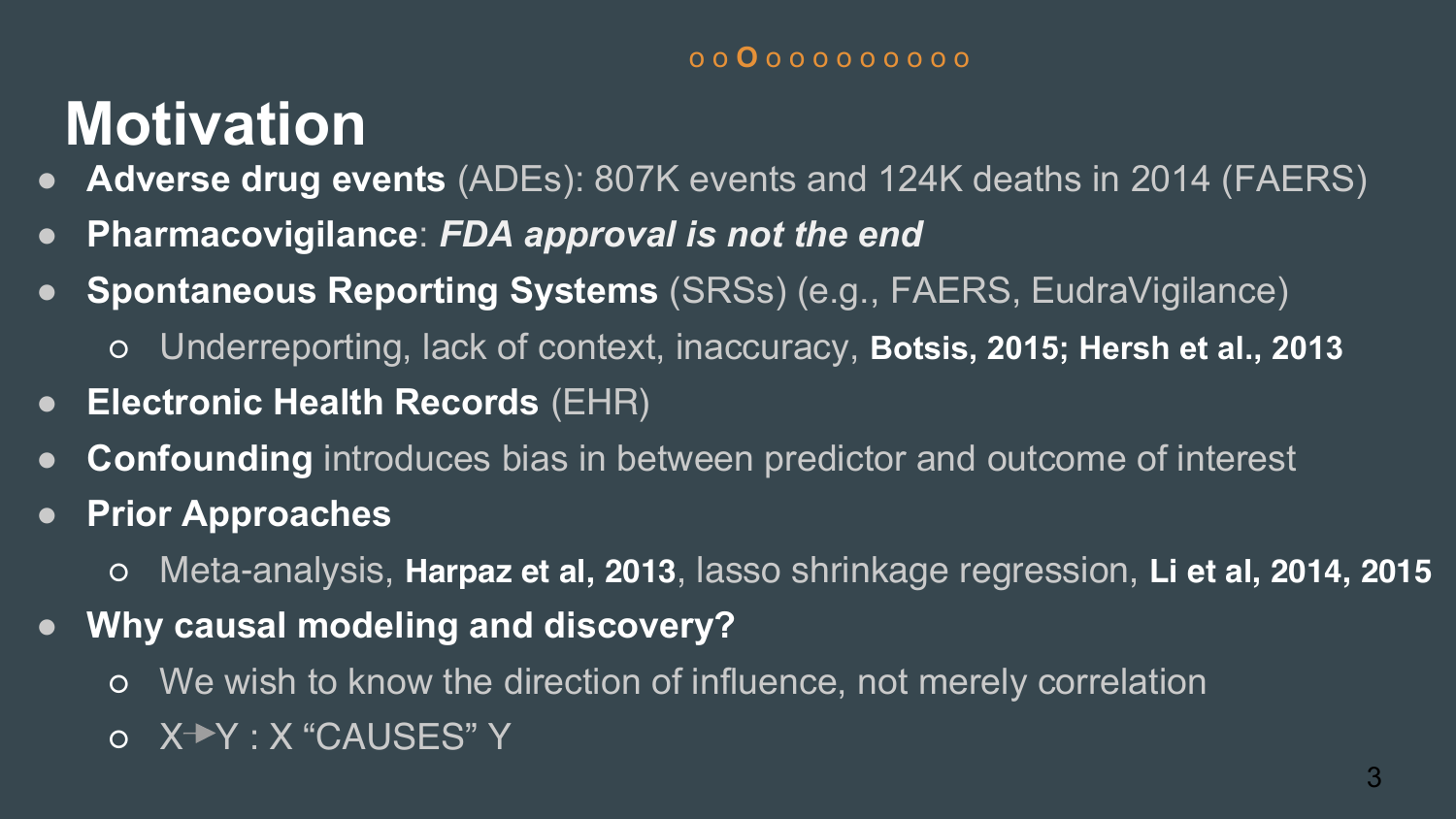# Motivation

- **Adverse drug events** (ADEs): 807K events and 124K deaths in 2014 (FAERS)
- **Pharmacovigilance**: ***FDA approval is not the end***
- **Spontaneous Reporting Systems** (SRSs) (e.g., FAERS, EudraVigilance)
  - Underreporting, lack of context, inaccuracy, **Botsis, 2015; Hersh et al., 2013**
- **Electronic Health Records** (EHR)
- **Confounding** introduces bias in between predictor and outcome of interest
- **Prior Approaches**
  - Meta-analysis, **Harpaz et al, 2013**, lasso shrinkage regression, **Li et al, 2014, 2015**
- **Why causal modeling and discovery?**
  - We wish to know the direction of influence, not merely correlation
  - X→Y : X “CAUSES” Y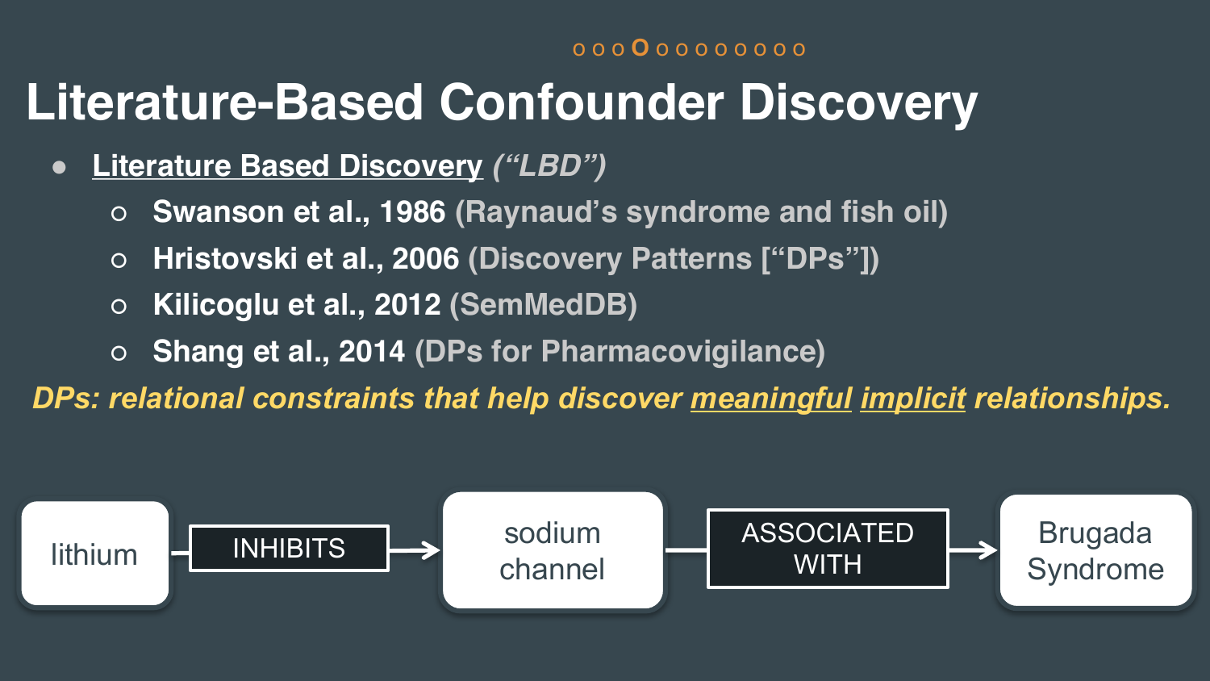# Literature-Based Confounder Discovery

- <u>Literature Based Discovery</u> *("LBD")*
  - **Swanson et al., 1986** (Raynaud's syndrome and fish oil)
  - **Hristovski et al., 2006** (Discovery Patterns ["DPs"])
  - **Kilicoglu et al., 2012** (SemMedDB)
  - **Shang et al., 2014** (DPs for Pharmacovigilance)

***DPs: relational constraints that help discover <u>meaningful</u> <u>implicit</u> relationships.***

lithium → INHIBITS → sodium channel → ASSOCIATED WITH → Brugada Syndrome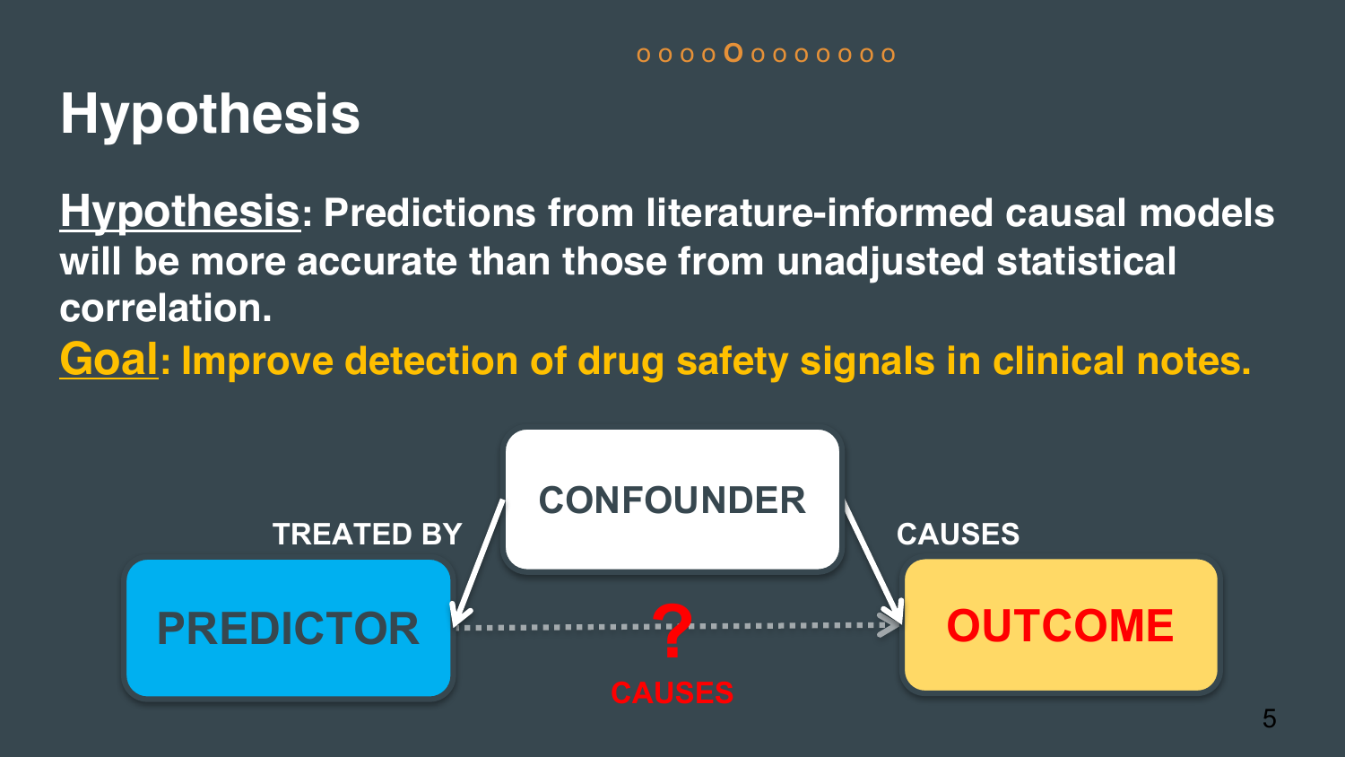# Hypothesis

**Hypothesis: Predictions from literature-informed causal models will be more accurate than those from unadjusted statistical correlation.**

**Goal: Improve detection of drug safety signals in clinical notes.**

CONFOUNDER

TREATED BY

CAUSES

PREDICTOR

?

CAUSES

OUTCOME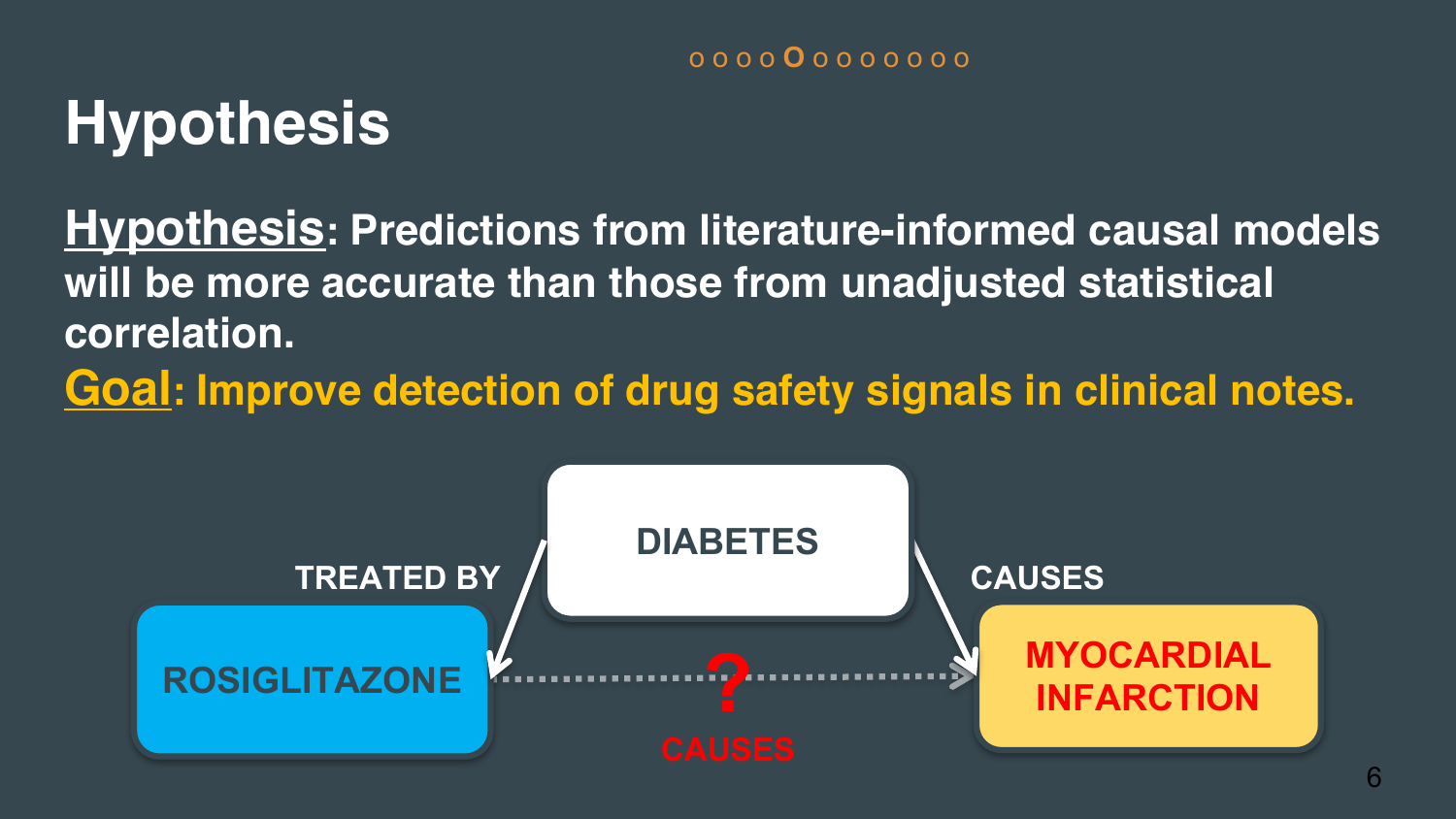# Hypothesis

**Hypothesis: Predictions from literature-informed causal models will be more accurate than those from unadjusted statistical correlation.**

**Goal: Improve detection of drug safety signals in clinical notes.**

DIABETES

TREATED BY

CAUSES

ROSIGLITAZONE

?

MYOCARDIAL INFARCTION

CAUSES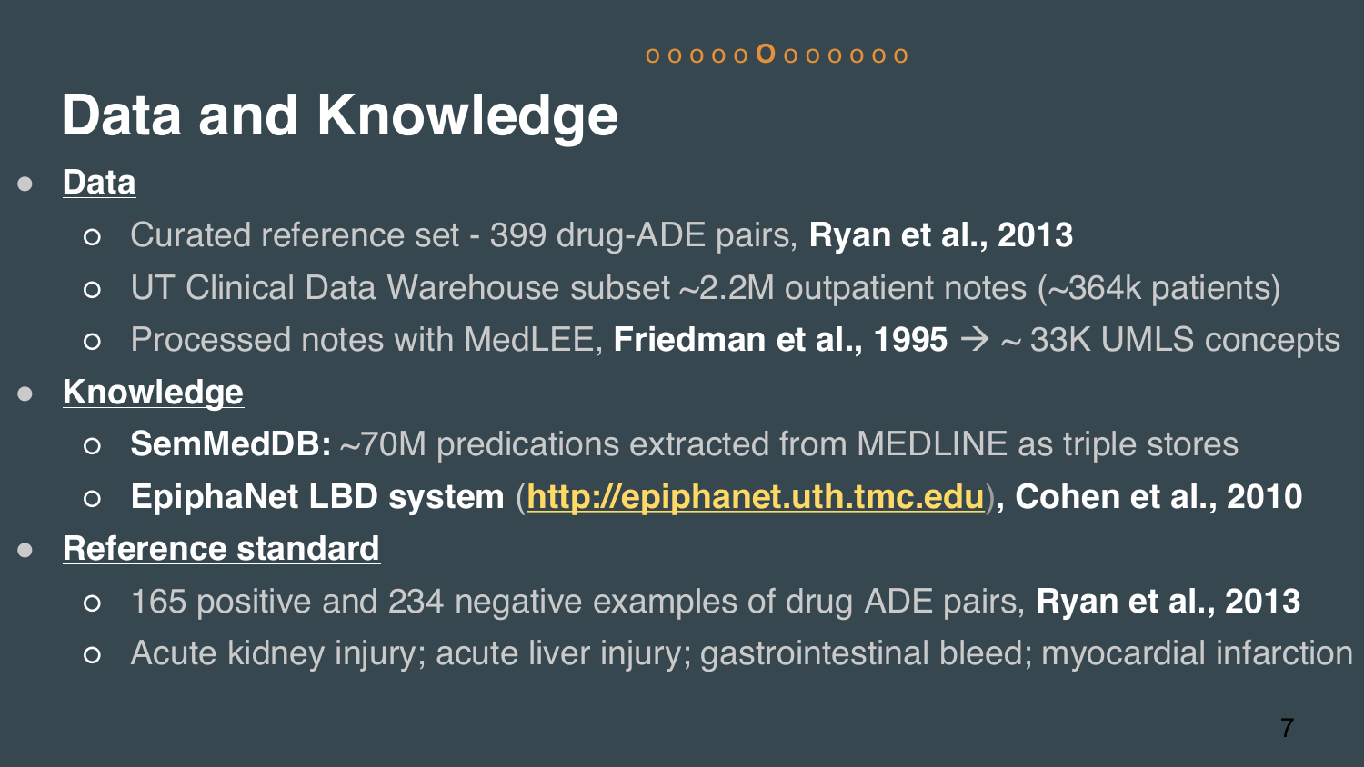# Data and Knowledge

- **Data**
  - Curated reference set - 399 drug-ADE pairs, **Ryan et al., 2013**
  - UT Clinical Data Warehouse subset ~2.2M outpatient notes (~364k patients)
  - Processed notes with MedLEE, **Friedman et al., 1995** → ~ 33K UMLS concepts
- **Knowledge**
  - **SemMedDB:** ~70M predications extracted from MEDLINE as triple stores
  - **EpiphaNet LBD system** (http://epiphanet.uth.tmc.edu), **Cohen et al., 2010**
- **Reference standard**
  - 165 positive and 234 negative examples of drug ADE pairs, **Ryan et al., 2013**
  - Acute kidney injury; acute liver injury; gastrointestinal bleed; myocardial infarction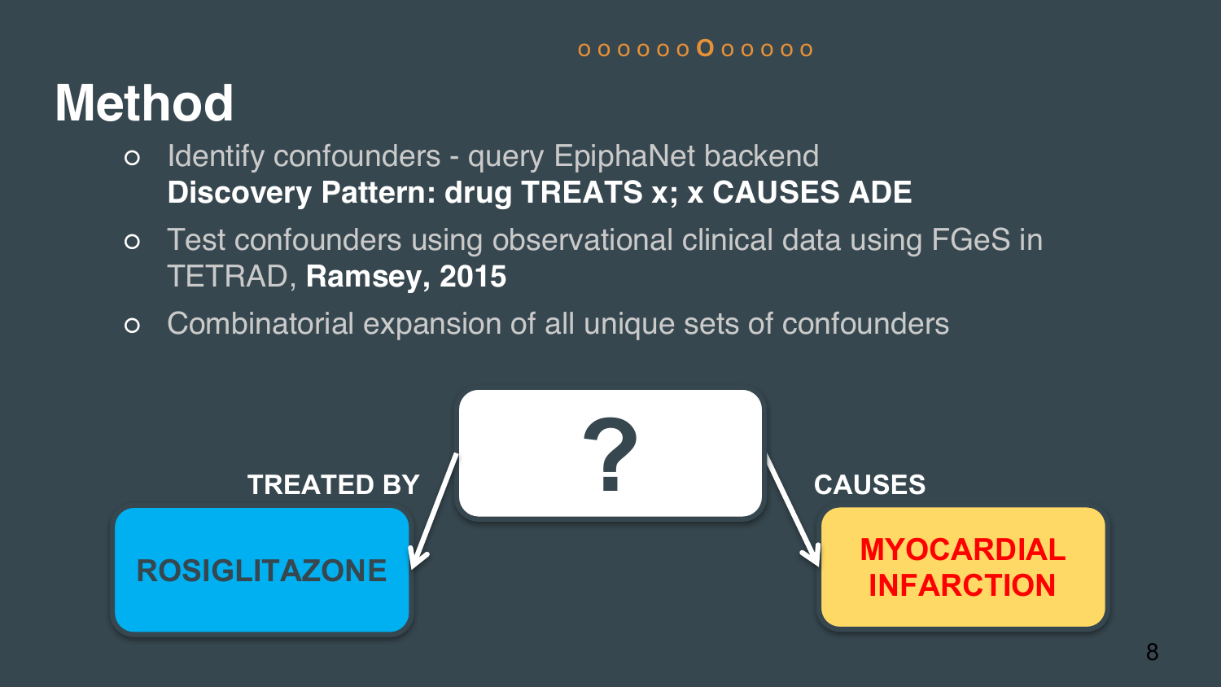# Method

- Identify confounders - query EpiphaNet backend
  **Discovery Pattern: drug TREATS x; x CAUSES ADE**
- Test confounders using observational clinical data using FGeS in TETRAD, **Ramsey, 2015**
- Combinatorial expansion of all unique sets of confounders

?

TREATED BY

CAUSES

ROSIGLITAZONE

MYOCARDIAL INFARCTION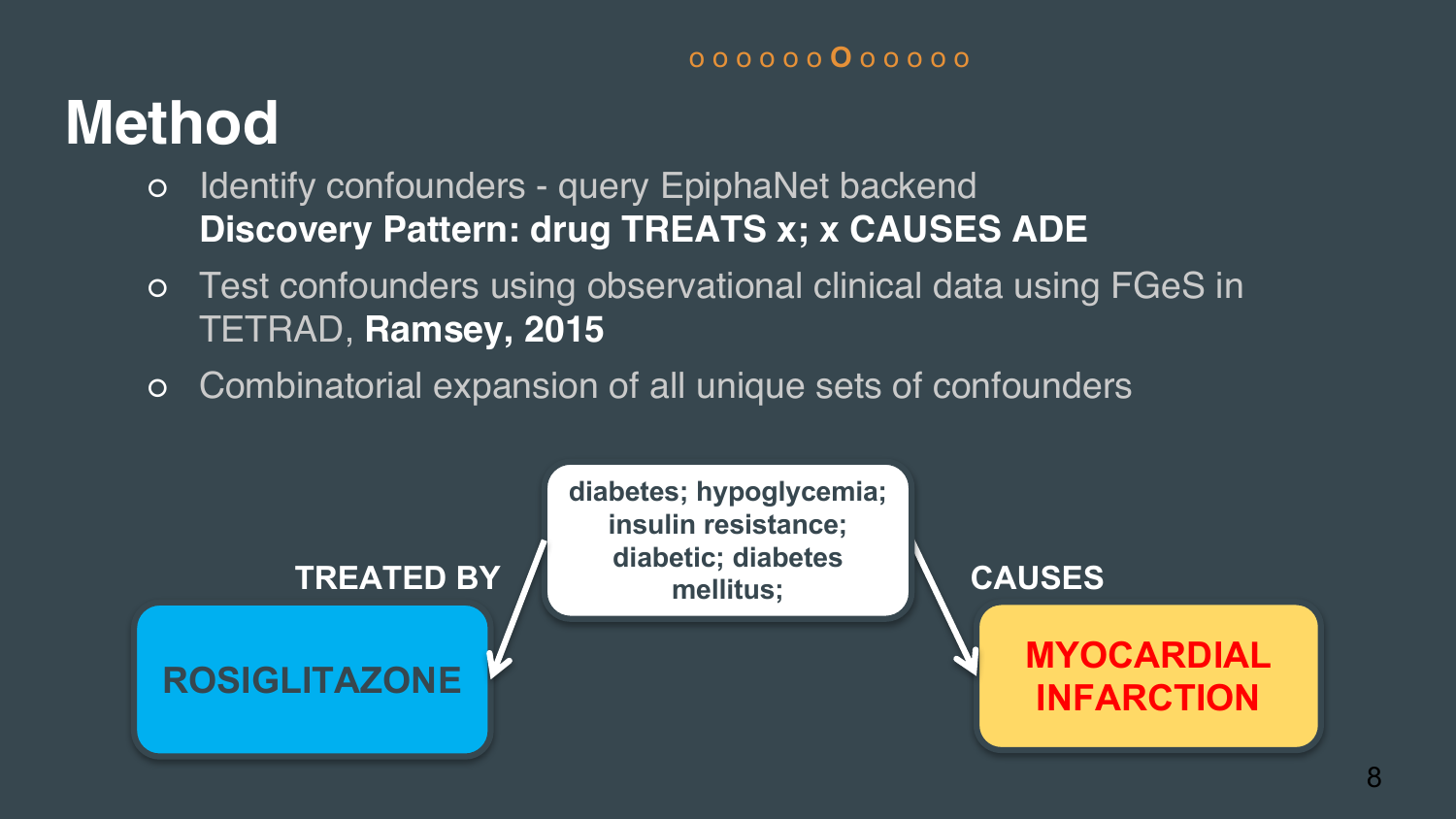# Method

- Identify confounders - query EpiphaNet backend
  **Discovery Pattern: drug TREATS x; x CAUSES ADE**
- Test confounders using observational clinical data using FGeS in TETRAD, **Ramsey, 2015**
- Combinatorial expansion of all unique sets of confounders

**diabetes; hypoglycemia; insulin resistance; diabetic; diabetes mellitus;**

**TREATED BY**

**ROSIGLITAZONE**

**CAUSES**

**MYOCARDIAL INFARCTION**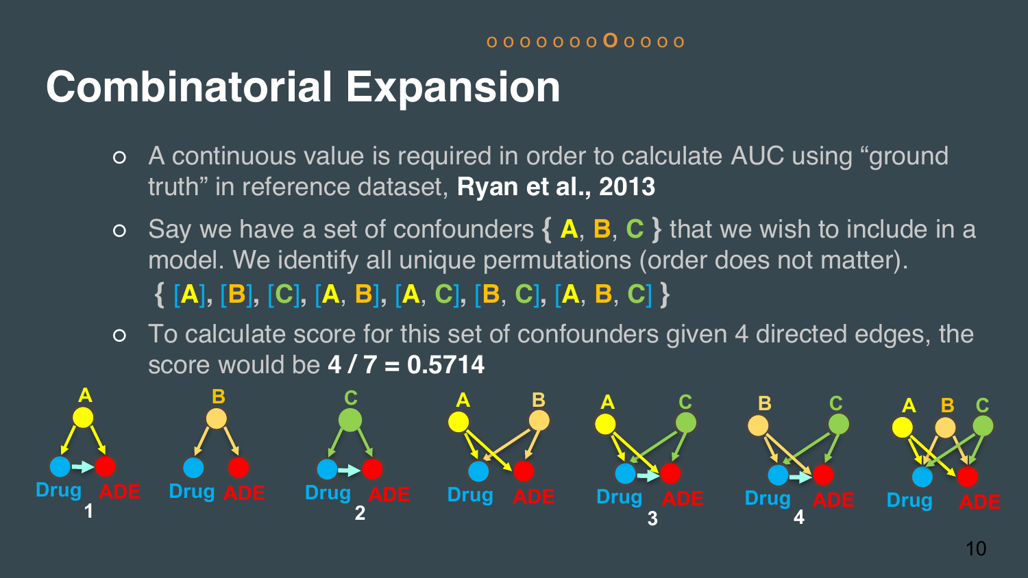# Combinatorial Expansion

- A continuous value is required in order to calculate AUC using "ground truth" in reference dataset, **Ryan et al., 2013**
- Say we have a set of confounders **{ A, B, C }** that we wish to include in a model. We identify all unique permutations (order does not matter).
  **{ [A], [B], [C], [A, B], [A, C], [B, C], [A, B, C] }**
- To calculate score for this set of confounders given 4 directed edges, the score would be **4 / 7 = 0.5714**

A
Drug ADE
1

B
Drug ADE

C
Drug ADE
2

A B
Drug ADE

A C
Drug ADE
3

B C
Drug ADE
4

A B C
Drug ADE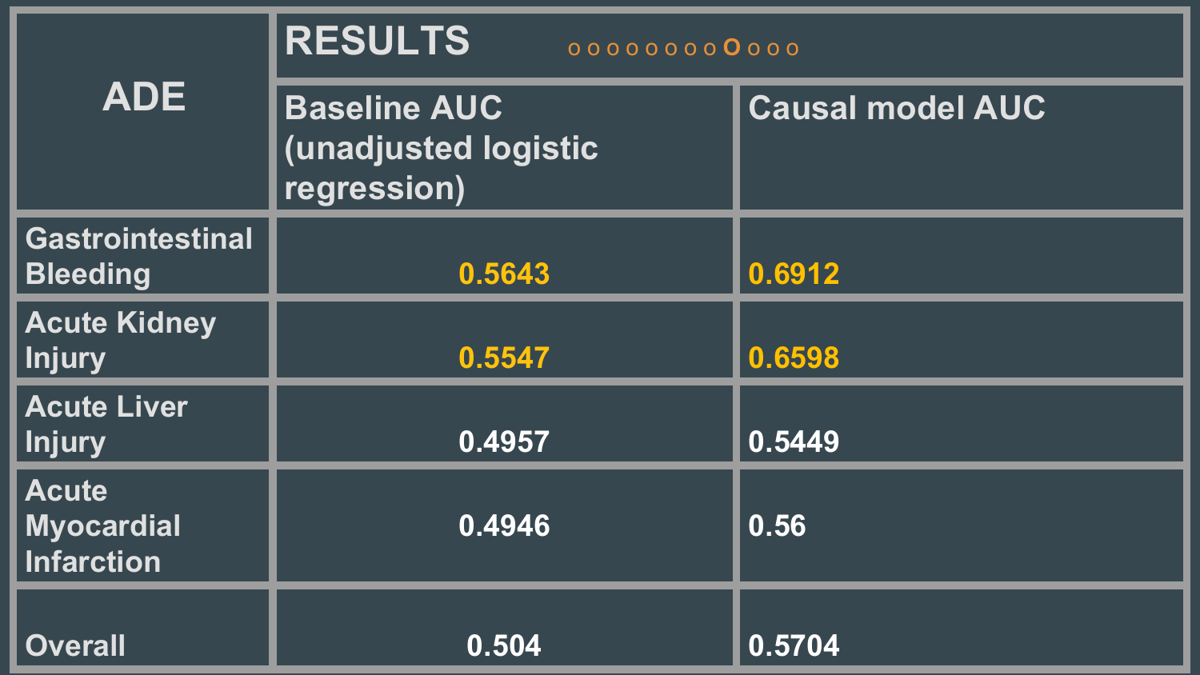| ADE | RESULTS | |
|---|---|---|
| | Baseline AUC (unadjusted logistic regression) | Causal model AUC |
| Gastrointestinal Bleeding | 0.5643 | 0.6912 |
| Acute Kidney Injury | 0.5547 | 0.6598 |
| Acute Liver Injury | 0.4957 | 0.5449 |
| Acute Myocardial Infarction | 0.4946 | 0.56 |
| Overall | 0.504 | 0.5704 |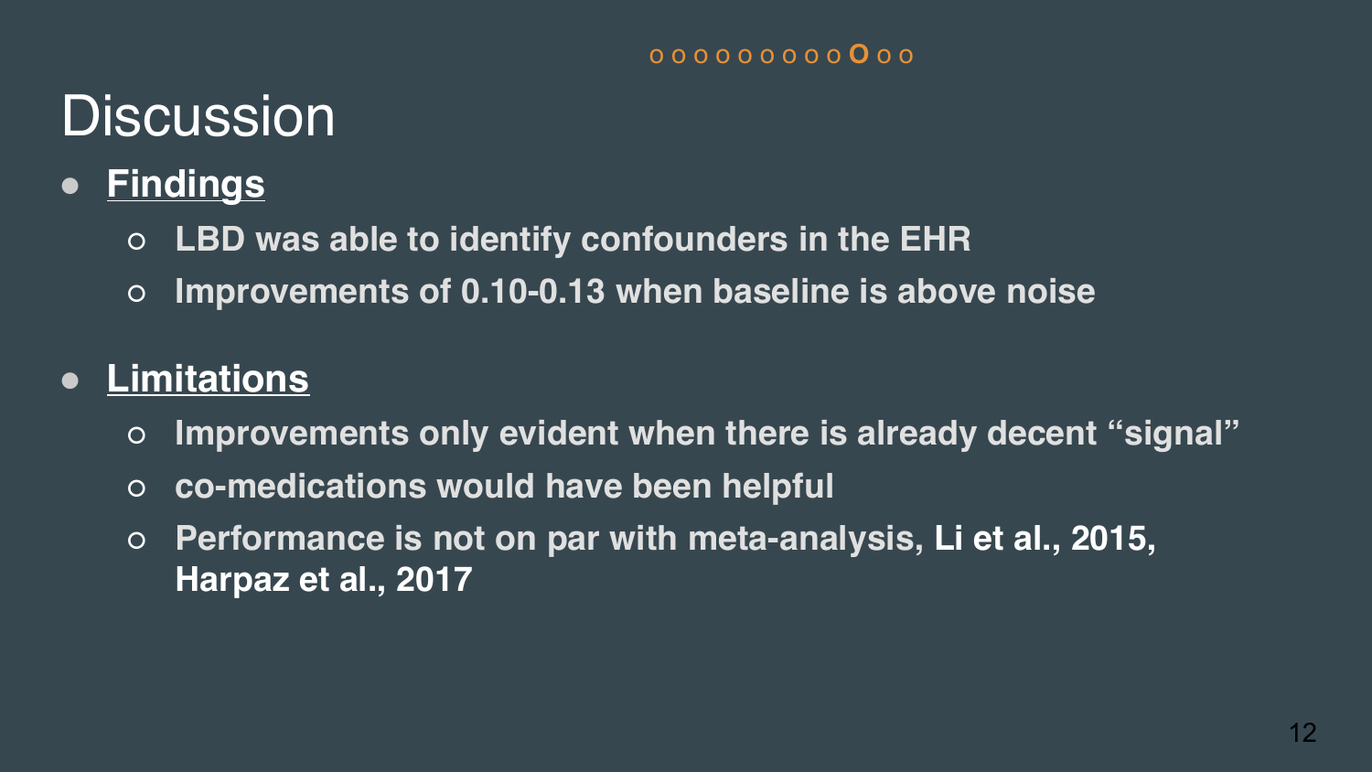# Discussion

- **Findings**
  - **LBD was able to identify confounders in the EHR**
  - **Improvements of 0.10-0.13 when baseline is above noise**

- **Limitations**
  - **Improvements only evident when there is already decent "signal"**
  - **co-medications would have been helpful**
  - **Performance is not on par with meta-analysis, Li et al., 2015, Harpaz et al., 2017**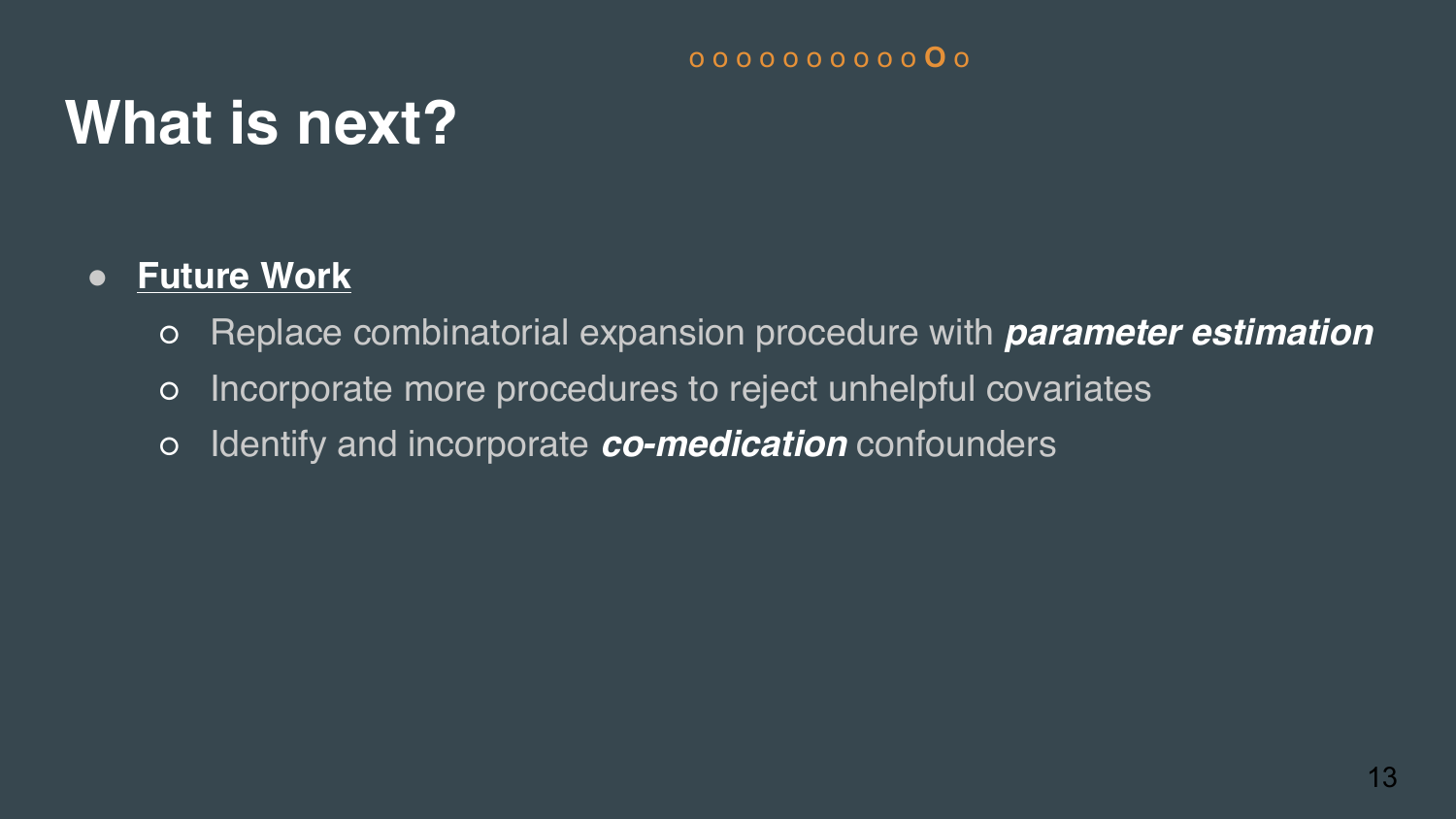# What is next?

- **Future Work**
  - Replace combinatorial expansion procedure with ***parameter estimation***
  - Incorporate more procedures to reject unhelpful covariates
  - Identify and incorporate ***co-medication*** confounders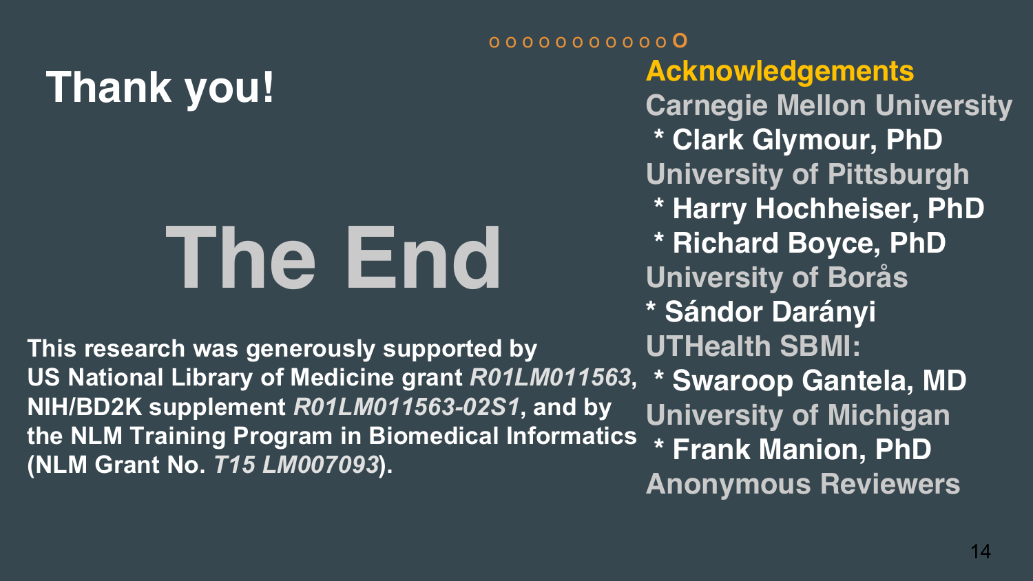# Thank you!

# The End

**This research was generously supported by US National Library of Medicine grant *R01LM011563*, NIH/BD2K supplement *R01LM011563-02S1*, and by the NLM Training Program in Biomedical Informatics (NLM Grant No. *T15 LM007093*).**

## Acknowledgements

**Carnegie Mellon University**

- **Clark Glymour, PhD**

**University of Pittsburgh**

- **Harry Hochheiser, PhD**
- **Richard Boyce, PhD**

**University of Borås**

- **Sándor Darányi**

**UTHealth SBMI:**

- **Swaroop Gantela, MD**

**University of Michigan**

- **Frank Manion, PhD**

**Anonymous Reviewers**